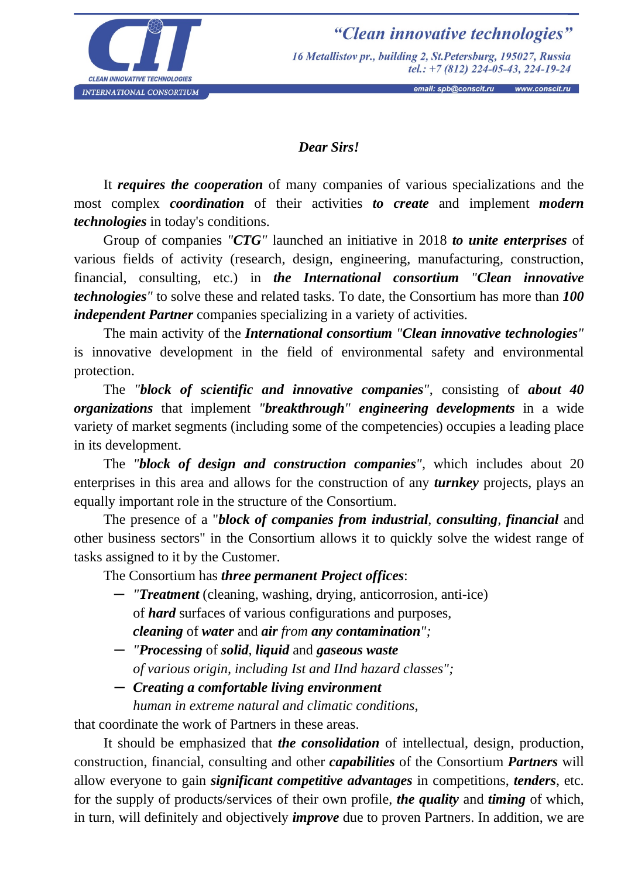**CIT**
CLEAN INNOVATIVE TECHNOLOGIES
INTERNATIONAL CONSORTIUM

***"Clean innovative technologies"***
*16 Metallistov pr., building 2, St.Petersburg, 195027, Russia*
*tel.: +7 (812) 224-05-43, 224-19-24*
email: spb@conscit.ru www.conscit.ru

***Dear Sirs!***

It ***requires the cooperation*** of many companies of various specializations and the most complex ***coordination*** of their activities ***to create*** and implement ***modern technologies*** in today's conditions.

Group of companies *"**CTG**"* launched an initiative in 2018 ***to unite enterprises*** of various fields of activity (research, design, engineering, manufacturing, construction, financial, consulting, etc.) in ***the International consortium "Clean innovative technologies"*** to solve these and related tasks. To date, the Consortium has more than ***100 independent Partner*** companies specializing in a variety of activities.

The main activity of the ***International consortium "Clean innovative technologies"*** is innovative development in the field of environmental safety and environmental protection.

The *"**block of scientific and innovative companies**"*, consisting of ***about 40 organizations*** that implement *"**breakthrough**" **engineering developments*** in a wide variety of market segments (including some of the competencies) occupies a leading place in its development.

The *"**block of design and construction companies**"*, which includes about 20 enterprises in this area and allows for the construction of any ***turnkey*** projects, plays an equally important role in the structure of the Consortium.

The presence of a "***block of companies from industrial***, ***consulting***, ***financial*** and other business sectors" in the Consortium allows it to quickly solve the widest range of tasks assigned to it by the Customer.

The Consortium has ***three permanent Project offices***:

- *"**Treatment*** (cleaning, washing, drying, anticorrosion, anti-ice) of ***hard*** surfaces of various configurations and purposes, ***cleaning*** of ***water*** and ***air*** *from* ***any contamination****";*
- *"**Processing** of **solid**, **liquid** and **gaseous waste** of various origin, including Ist and IInd hazard classes";*
- ***Creating a comfortable living environment*** *human in extreme natural and climatic conditions,*

that coordinate the work of Partners in these areas.

It should be emphasized that ***the consolidation*** of intellectual, design, production, construction, financial, consulting and other ***capabilities*** of the Consortium ***Partners*** will allow everyone to gain ***significant competitive advantages*** in competitions, ***tenders***, etc. for the supply of products/services of their own profile, ***the quality*** and ***timing*** of which, in turn, will definitely and objectively ***improve*** due to proven Partners. In addition, we are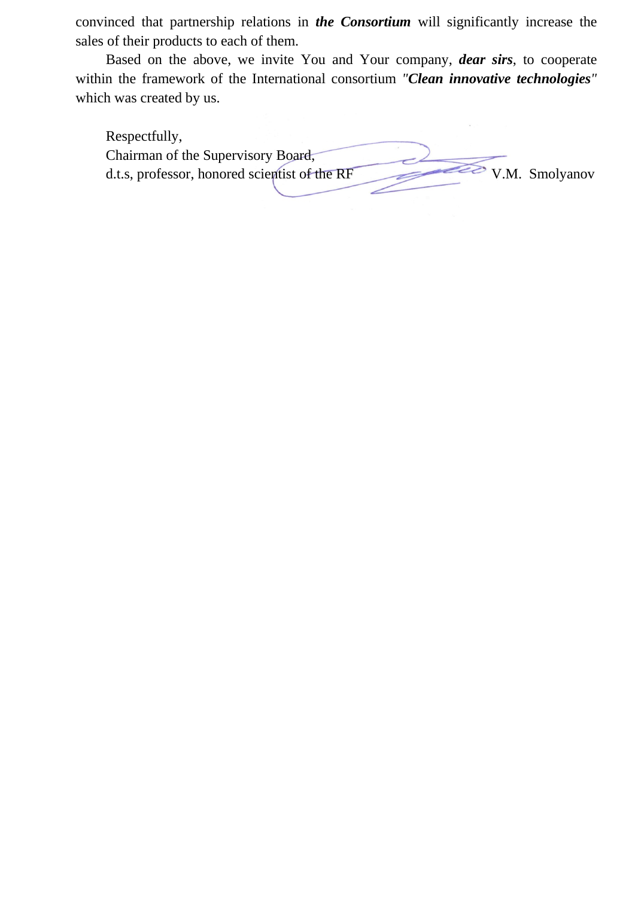convinced that partnership relations in ***the Consortium*** will significantly increase the sales of their products to each of them.

Based on the above, we invite You and Your company, ***dear sirs***, to cooperate within the framework of the International consortium *"**Clean innovative technologies**"* which was created by us.

Respectfully,
Chairman of the Supervisory Board,
d.t.s, professor, honored scientist of the RF V.M. Smolyanov